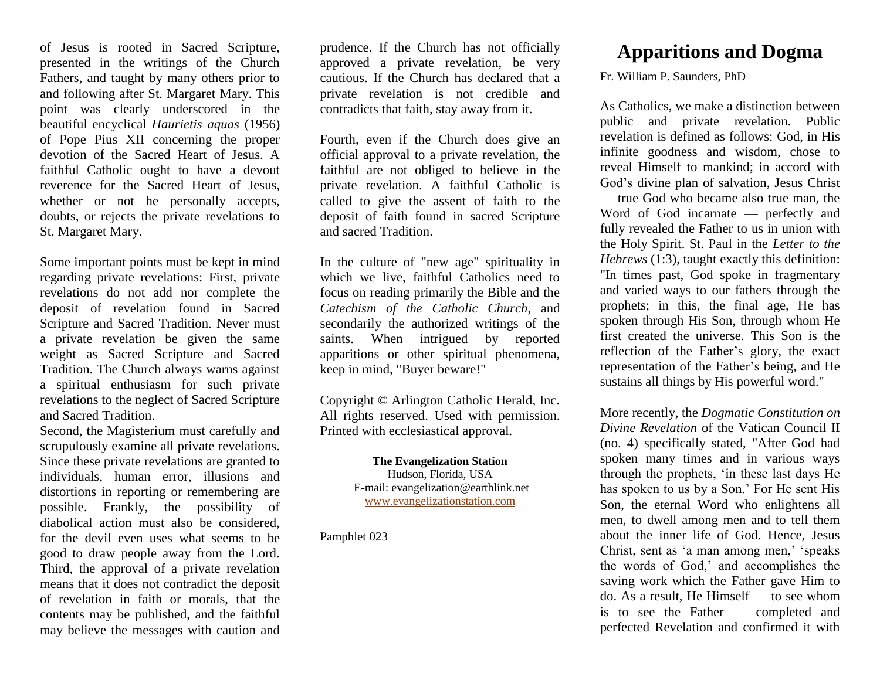# Apparitions and Dogma

Fr. William P. Saunders, PhD

As Catholics, we make a distinction between public and private revelation. Public revelation is defined as follows: God, in His infinite goodness and wisdom, chose to reveal Himself to mankind; in accord with God's divine plan of salvation, Jesus Christ — true God who became also true man, the Word of God incarnate — perfectly and fully revealed the Father to us in union with the Holy Spirit. St. Paul in the *Letter to the Hebrews* (1:3), taught exactly this definition: "In times past, God spoke in fragmentary and varied ways to our fathers through the prophets; in this, the final age, He has spoken through His Son, through whom He first created the universe. This Son is the reflection of the Father's glory, the exact representation of the Father's being, and He sustains all things by His powerful word."

More recently, the *Dogmatic Constitution on Divine Revelation* of the Vatican Council II (no. 4) specifically stated, "After God had spoken many times and in various ways through the prophets, 'in these last days He has spoken to us by a Son.' For He sent His Son, the eternal Word who enlightens all men, to dwell among men and to tell them about the inner life of God. Hence, Jesus Christ, sent as 'a man among men,' 'speaks the words of God,' and accomplishes the saving work which the Father gave Him to do. As a result, He Himself — to see whom is to see the Father — completed and perfected Revelation and confirmed it with

of Jesus is rooted in Sacred Scripture, presented in the writings of the Church Fathers, and taught by many others prior to and following after St. Margaret Mary. This point was clearly underscored in the beautiful encyclical *Haurietis aquas* (1956) of Pope Pius XII concerning the proper devotion of the Sacred Heart of Jesus. A faithful Catholic ought to have a devout reverence for the Sacred Heart of Jesus, whether or not he personally accepts, doubts, or rejects the private revelations to St. Margaret Mary.

Some important points must be kept in mind regarding private revelations: First, private revelations do not add nor complete the deposit of revelation found in Sacred Scripture and Sacred Tradition. Never must a private revelation be given the same weight as Sacred Scripture and Sacred Tradition. The Church always warns against a spiritual enthusiasm for such private revelations to the neglect of Sacred Scripture and Sacred Tradition.

Second, the Magisterium must carefully and scrupulously examine all private revelations. Since these private revelations are granted to individuals, human error, illusions and distortions in reporting or remembering are possible. Frankly, the possibility of diabolical action must also be considered, for the devil even uses what seems to be good to draw people away from the Lord. Third, the approval of a private revelation means that it does not contradict the deposit of revelation in faith or morals, that the contents may be published, and the faithful may believe the messages with caution and prudence. If the Church has not officially approved a private revelation, be very cautious. If the Church has declared that a private revelation is not credible and contradicts that faith, stay away from it.

Fourth, even if the Church does give an official approval to a private revelation, the faithful are not obliged to believe in the private revelation. A faithful Catholic is called to give the assent of faith to the deposit of faith found in sacred Scripture and sacred Tradition.

In the culture of "new age" spirituality in which we live, faithful Catholics need to focus on reading primarily the Bible and the *Catechism of the Catholic Church*, and secondarily the authorized writings of the saints. When intrigued by reported apparitions or other spiritual phenomena, keep in mind, "Buyer beware!"

Copyright © Arlington Catholic Herald, Inc. All rights reserved. Used with permission. Printed with ecclesiastical approval.

**The Evangelization Station**
Hudson, Florida, USA
E-mail: evangelization@earthlink.net
www.evangelizationstation.com

Pamphlet 023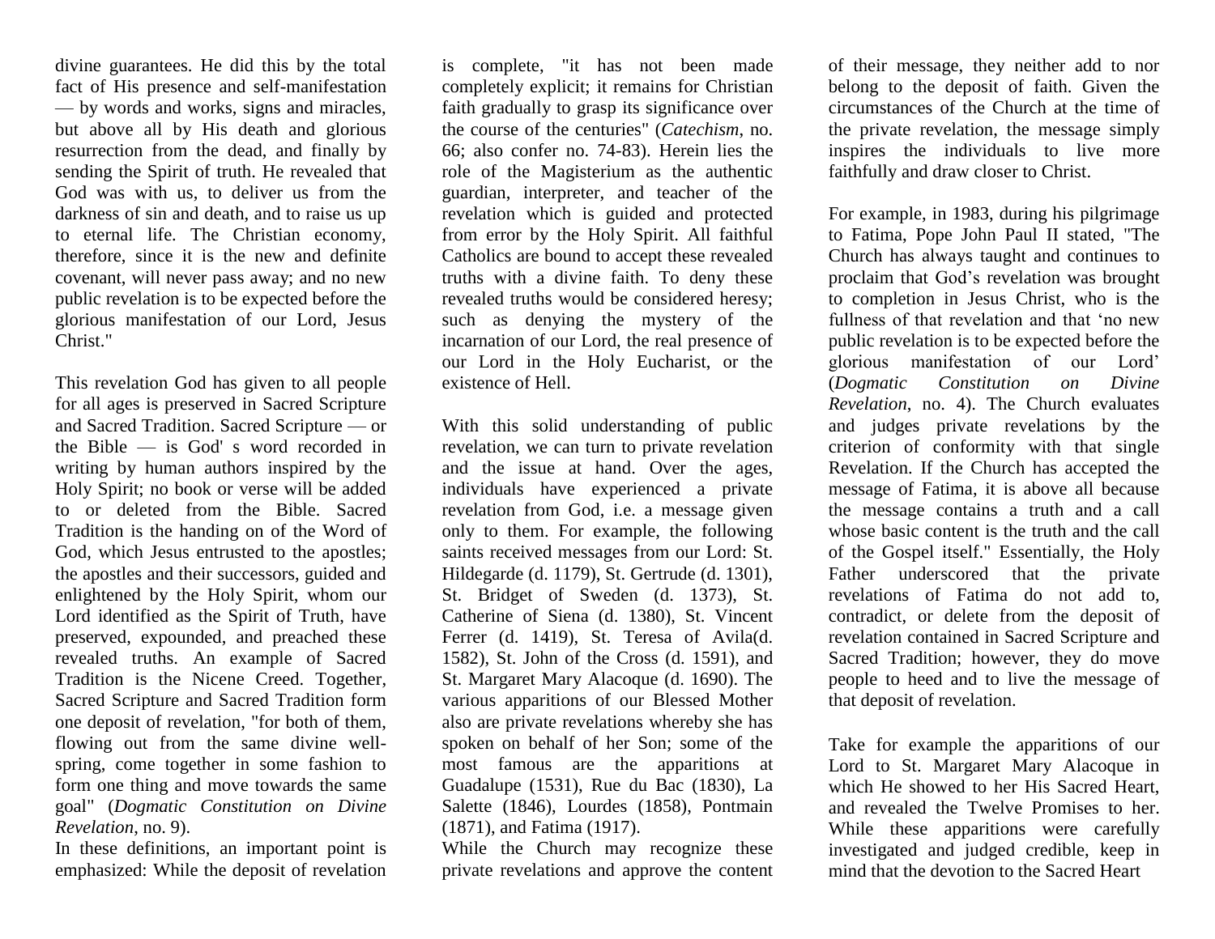divine guarantees. He did this by the total fact of His presence and self-manifestation — by words and works, signs and miracles, but above all by His death and glorious resurrection from the dead, and finally by sending the Spirit of truth. He revealed that God was with us, to deliver us from the darkness of sin and death, and to raise us up to eternal life. The Christian economy, therefore, since it is the new and definite covenant, will never pass away; and no new public revelation is to be expected before the glorious manifestation of our Lord, Jesus Christ."

This revelation God has given to all people for all ages is preserved in Sacred Scripture and Sacred Tradition. Sacred Scripture — or the Bible — is God' s word recorded in writing by human authors inspired by the Holy Spirit; no book or verse will be added to or deleted from the Bible. Sacred Tradition is the handing on of the Word of God, which Jesus entrusted to the apostles; the apostles and their successors, guided and enlightened by the Holy Spirit, whom our Lord identified as the Spirit of Truth, have preserved, expounded, and preached these revealed truths. An example of Sacred Tradition is the Nicene Creed. Together, Sacred Scripture and Sacred Tradition form one deposit of revelation, "for both of them, flowing out from the same divine well-spring, come together in some fashion to form one thing and move towards the same goal" (*Dogmatic Constitution on Divine Revelation*, no. 9).

In these definitions, an important point is emphasized: While the deposit of revelation is complete, "it has not been made completely explicit; it remains for Christian faith gradually to grasp its significance over the course of the centuries" (*Catechism*, no. 66; also confer no. 74-83). Herein lies the role of the Magisterium as the authentic guardian, interpreter, and teacher of the revelation which is guided and protected from error by the Holy Spirit. All faithful Catholics are bound to accept these revealed truths with a divine faith. To deny these revealed truths would be considered heresy; such as denying the mystery of the incarnation of our Lord, the real presence of our Lord in the Holy Eucharist, or the existence of Hell.

With this solid understanding of public revelation, we can turn to private revelation and the issue at hand. Over the ages, individuals have experienced a private revelation from God, i.e. a message given only to them. For example, the following saints received messages from our Lord: St. Hildegarde (d. 1179), St. Gertrude (d. 1301), St. Bridget of Sweden (d. 1373), St. Catherine of Siena (d. 1380), St. Vincent Ferrer (d. 1419), St. Teresa of Avila(d. 1582), St. John of the Cross (d. 1591), and St. Margaret Mary Alacoque (d. 1690). The various apparitions of our Blessed Mother also are private revelations whereby she has spoken on behalf of her Son; some of the most famous are the apparitions at Guadalupe (1531), Rue du Bac (1830), La Salette (1846), Lourdes (1858), Pontmain (1871), and Fatima (1917).

While the Church may recognize these private revelations and approve the content of their message, they neither add to nor belong to the deposit of faith. Given the circumstances of the Church at the time of the private revelation, the message simply inspires the individuals to live more faithfully and draw closer to Christ.

For example, in 1983, during his pilgrimage to Fatima, Pope John Paul II stated, "The Church has always taught and continues to proclaim that God's revelation was brought to completion in Jesus Christ, who is the fullness of that revelation and that 'no new public revelation is to be expected before the glorious manifestation of our Lord' (*Dogmatic Constitution on Divine Revelation*, no. 4). The Church evaluates and judges private revelations by the criterion of conformity with that single Revelation. If the Church has accepted the message of Fatima, it is above all because the message contains a truth and a call whose basic content is the truth and the call of the Gospel itself." Essentially, the Holy Father underscored that the private revelations of Fatima do not add to, contradict, or delete from the deposit of revelation contained in Sacred Scripture and Sacred Tradition; however, they do move people to heed and to live the message of that deposit of revelation.

Take for example the apparitions of our Lord to St. Margaret Mary Alacoque in which He showed to her His Sacred Heart, and revealed the Twelve Promises to her. While these apparitions were carefully investigated and judged credible, keep in mind that the devotion to the Sacred Heart